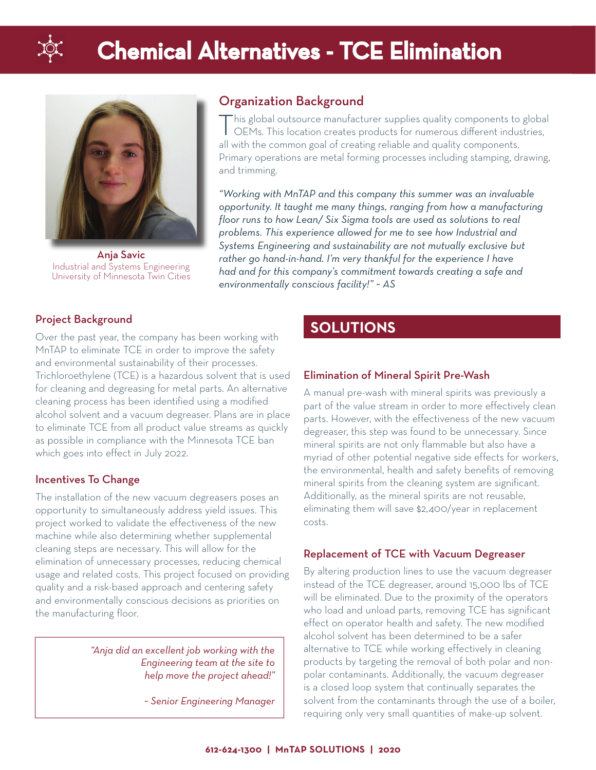# Chemical Alternatives - TCE Elimination

**Anja Savic**
Industrial and Systems Engineering
University of Minnesota Twin Cities

## Organization Background

This global outsource manufacturer supplies quality components to global OEMs. This location creates products for numerous different industries, all with the common goal of creating reliable and quality components. Primary operations are metal forming processes including stamping, drawing, and trimming.

*"Working with MnTAP and this company this summer was an invaluable opportunity. It taught me many things, ranging from how a manufacturing floor runs to how Lean/ Six Sigma tools are used as solutions to real problems. This experience allowed for me to see how Industrial and Systems Engineering and sustainability are not mutually exclusive but rather go hand-in-hand. I'm very thankful for the experience I have had and for this company's commitment towards creating a safe and environmentally conscious facility!" ~ AS*

### Project Background

Over the past year, the company has been working with MnTAP to eliminate TCE in order to improve the safety and environmental sustainability of their processes. Trichloroethylene (TCE) is a hazardous solvent that is used for cleaning and degreasing for metal parts. An alternative cleaning process has been identified using a modified alcohol solvent and a vacuum degreaser. Plans are in place to eliminate TCE from all product value streams as quickly as possible in compliance with the Minnesota TCE ban which goes into effect in July 2022.

### Incentives To Change

The installation of the new vacuum degreasers poses an opportunity to simultaneously address yield issues. This project worked to validate the effectiveness of the new machine while also determining whether supplemental cleaning steps are necessary. This will allow for the elimination of unnecessary processes, reducing chemical usage and related costs. This project focused on providing quality and a risk-based approach and centering safety and environmentally conscious decisions as priorities on the manufacturing floor.

> *"Anja did an excellent job working with the Engineering team at the site to help move the project ahead!"*
>
> *~ Senior Engineering Manager*

## SOLUTIONS

### Elimination of Mineral Spirit Pre-Wash

A manual pre-wash with mineral spirits was previously a part of the value stream in order to more effectively clean parts. However, with the effectiveness of the new vacuum degreaser, this step was found to be unnecessary. Since mineral spirits are not only flammable but also have a myriad of other potential negative side effects for workers, the environmental, health and safety benefits of removing mineral spirits from the cleaning system are significant. Additionally, as the mineral spirits are not reusable, eliminating them will save $2,400/year in replacement costs.

### Replacement of TCE with Vacuum Degreaser

By altering production lines to use the vacuum degreaser instead of the TCE degreaser, around 15,000 lbs of TCE will be eliminated. Due to the proximity of the operators who load and unload parts, removing TCE has significant effect on operator health and safety. The new modified alcohol solvent has been determined to be a safer alternative to TCE while working effectively in cleaning products by targeting the removal of both polar and non-polar contaminants. Additionally, the vacuum degreaser is a closed loop system that continually separates the solvent from the contaminants through the use of a boiler, requiring only very small quantities of make-up solvent.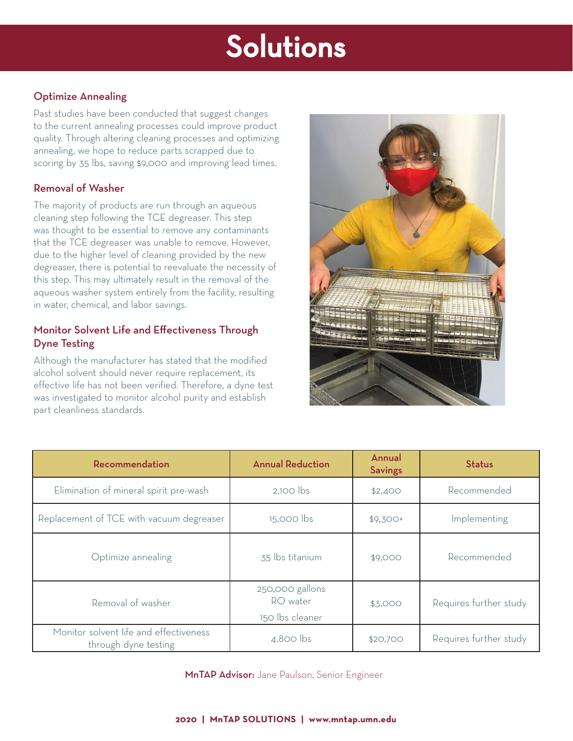# Solutions

### Optimize Annealing

Past studies have been conducted that suggest changes to the current annealing processes could improve product quality. Through altering cleaning processes and optimizing annealing, we hope to reduce parts scrapped due to scoring by 35 lbs, saving $9,000 and improving lead times.

### Removal of Washer

The majority of products are run through an aqueous cleaning step following the TCE degreaser. This step was thought to be essential to remove any contaminants that the TCE degreaser was unable to remove. However, due to the higher level of cleaning provided by the new degreaser, there is potential to reevaluate the necessity of this step. This may ultimately result in the removal of the aqueous washer system entirely from the facility, resulting in water, chemical, and labor savings.

### Monitor Solvent Life and Effectiveness Through Dyne Testing

Although the manufacturer has stated that the modified alcohol solvent should never require replacement, its effective life has not been verified. Therefore, a dyne test was investigated to monitor alcohol purity and establish part cleanliness standards.

| Recommendation | Annual Reduction | Annual Savings | Status |
|---|---|---|---|
| Elimination of mineral spirit pre-wash | 2,100 lbs | $2,400 | Recommended |
| Replacement of TCE with vacuum degreaser | 15,000 lbs | $9,300+ | Implementing |
| Optimize annealing | 35 lbs titanium | $9,000 | Recommended |
| Removal of washer | 250,000 gallons RO water<br>150 lbs cleaner | $3,000 | Requires further study |
| Monitor solvent life and effectiveness through dyne testing | 4,800 lbs | $20,700 | Requires further study |

**MnTAP Advisor:** Jane Paulson, Senior Engineer